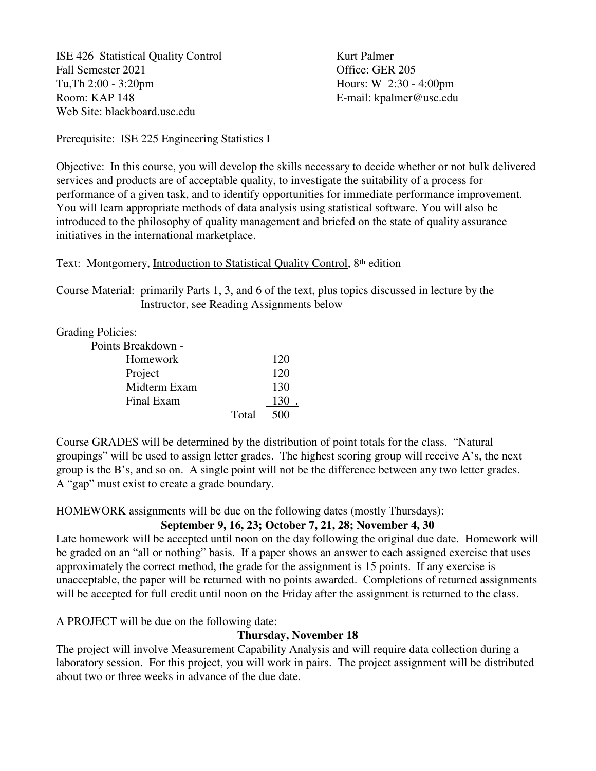ISE 426 Statistical Quality Control
Fall Semester 2021
Tu,Th 2:00 - 3:20pm
Room: KAP 148
Web Site: blackboard.usc.edu

Kurt Palmer
Office: GER 205
Hours: W 2:30 - 4:00pm
E-mail: kpalmer@usc.edu

Prerequisite: ISE 225 Engineering Statistics I

Objective: In this course, you will develop the skills necessary to decide whether or not bulk delivered services and products are of acceptable quality, to investigate the suitability of a process for performance of a given task, and to identify opportunities for immediate performance improvement. You will learn appropriate methods of data analysis using statistical software. You will also be introduced to the philosophy of quality management and briefed on the state of quality assurance initiatives in the international marketplace.

Text: Montgomery, Introduction to Statistical Quality Control, 8th edition

Course Material: primarily Parts 1, 3, and 6 of the text, plus topics discussed in lecture by the Instructor, see Reading Assignments below

Grading Policies:

Points Breakdown -

| Component | Points |
|---|---|
| Homework | 120 |
| Project | 120 |
| Midterm Exam | 130 |
| Final Exam | 130 |
| Total | 500 |

Course GRADES will be determined by the distribution of point totals for the class. "Natural groupings" will be used to assign letter grades. The highest scoring group will receive A's, the next group is the B's, and so on. A single point will not be the difference between any two letter grades. A "gap" must exist to create a grade boundary.

HOMEWORK assignments will be due on the following dates (mostly Thursdays):

**September 9, 16, 23; October 7, 21, 28; November 4, 30**

Late homework will be accepted until noon on the day following the original due date. Homework will be graded on an "all or nothing" basis. If a paper shows an answer to each assigned exercise that uses approximately the correct method, the grade for the assignment is 15 points. If any exercise is unacceptable, the paper will be returned with no points awarded. Completions of returned assignments will be accepted for full credit until noon on the Friday after the assignment is returned to the class.

A PROJECT will be due on the following date:

**Thursday, November 18**

The project will involve Measurement Capability Analysis and will require data collection during a laboratory session. For this project, you will work in pairs. The project assignment will be distributed about two or three weeks in advance of the due date.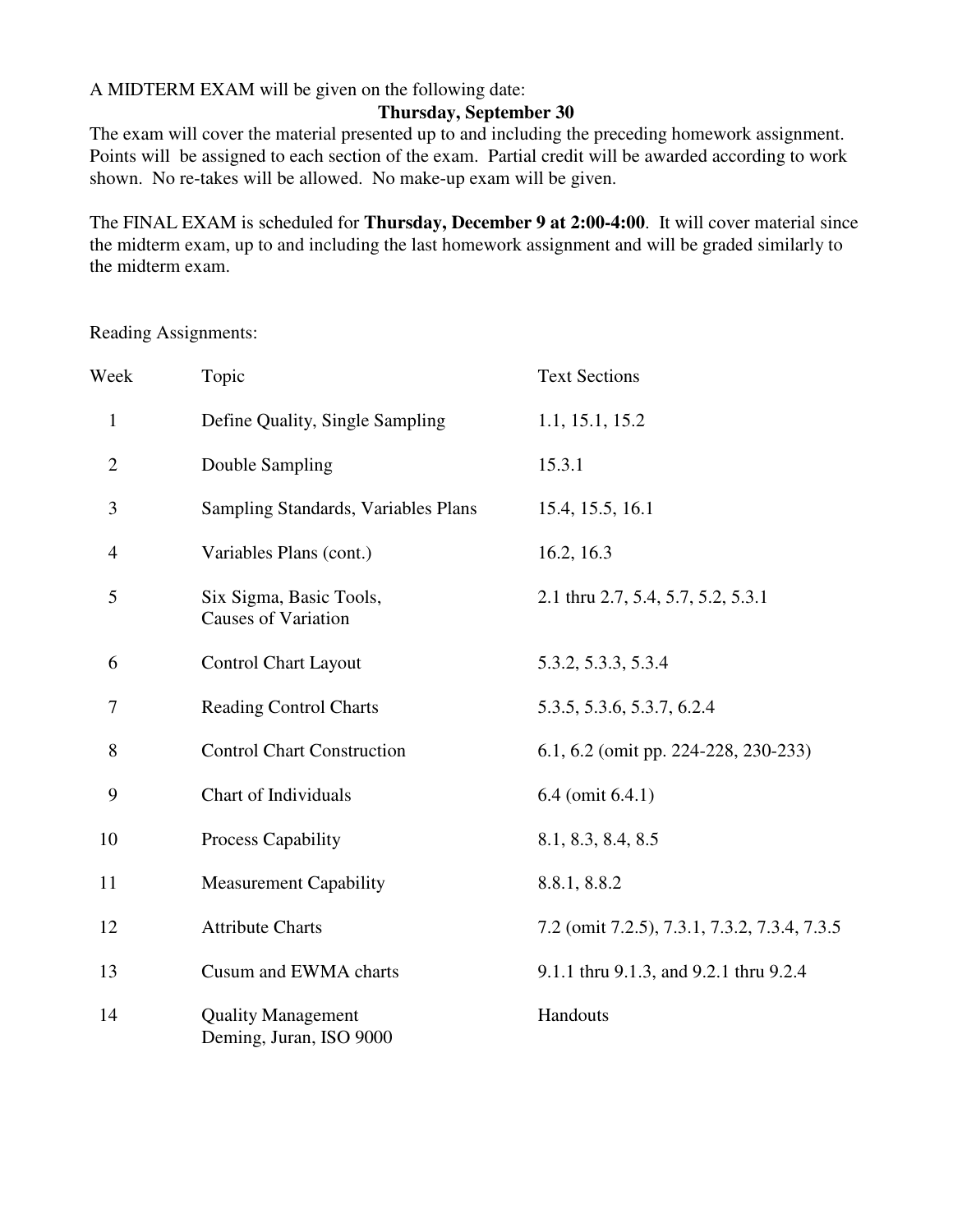A MIDTERM EXAM will be given on the following date:

**Thursday, September 30**

The exam will cover the material presented up to and including the preceding homework assignment. Points will be assigned to each section of the exam. Partial credit will be awarded according to work shown. No re-takes will be allowed. No make-up exam will be given.

The FINAL EXAM is scheduled for **Thursday, December 9 at 2:00-4:00**. It will cover material since the midterm exam, up to and including the last homework assignment and will be graded similarly to the midterm exam.

Reading Assignments:

| Week | Topic | Text Sections |
|---|---|---|
| 1 | Define Quality, Single Sampling | 1.1, 15.1, 15.2 |
| 2 | Double Sampling | 15.3.1 |
| 3 | Sampling Standards, Variables Plans | 15.4, 15.5, 16.1 |
| 4 | Variables Plans (cont.) | 16.2, 16.3 |
| 5 | Six Sigma, Basic Tools, Causes of Variation | 2.1 thru 2.7, 5.4, 5.7, 5.2, 5.3.1 |
| 6 | Control Chart Layout | 5.3.2, 5.3.3, 5.3.4 |
| 7 | Reading Control Charts | 5.3.5, 5.3.6, 5.3.7, 6.2.4 |
| 8 | Control Chart Construction | 6.1, 6.2 (omit pp. 224-228, 230-233) |
| 9 | Chart of Individuals | 6.4 (omit 6.4.1) |
| 10 | Process Capability | 8.1, 8.3, 8.4, 8.5 |
| 11 | Measurement Capability | 8.8.1, 8.8.2 |
| 12 | Attribute Charts | 7.2 (omit 7.2.5), 7.3.1, 7.3.2, 7.3.4, 7.3.5 |
| 13 | Cusum and EWMA charts | 9.1.1 thru 9.1.3, and 9.2.1 thru 9.2.4 |
| 14 | Quality Management Deming, Juran, ISO 9000 | Handouts |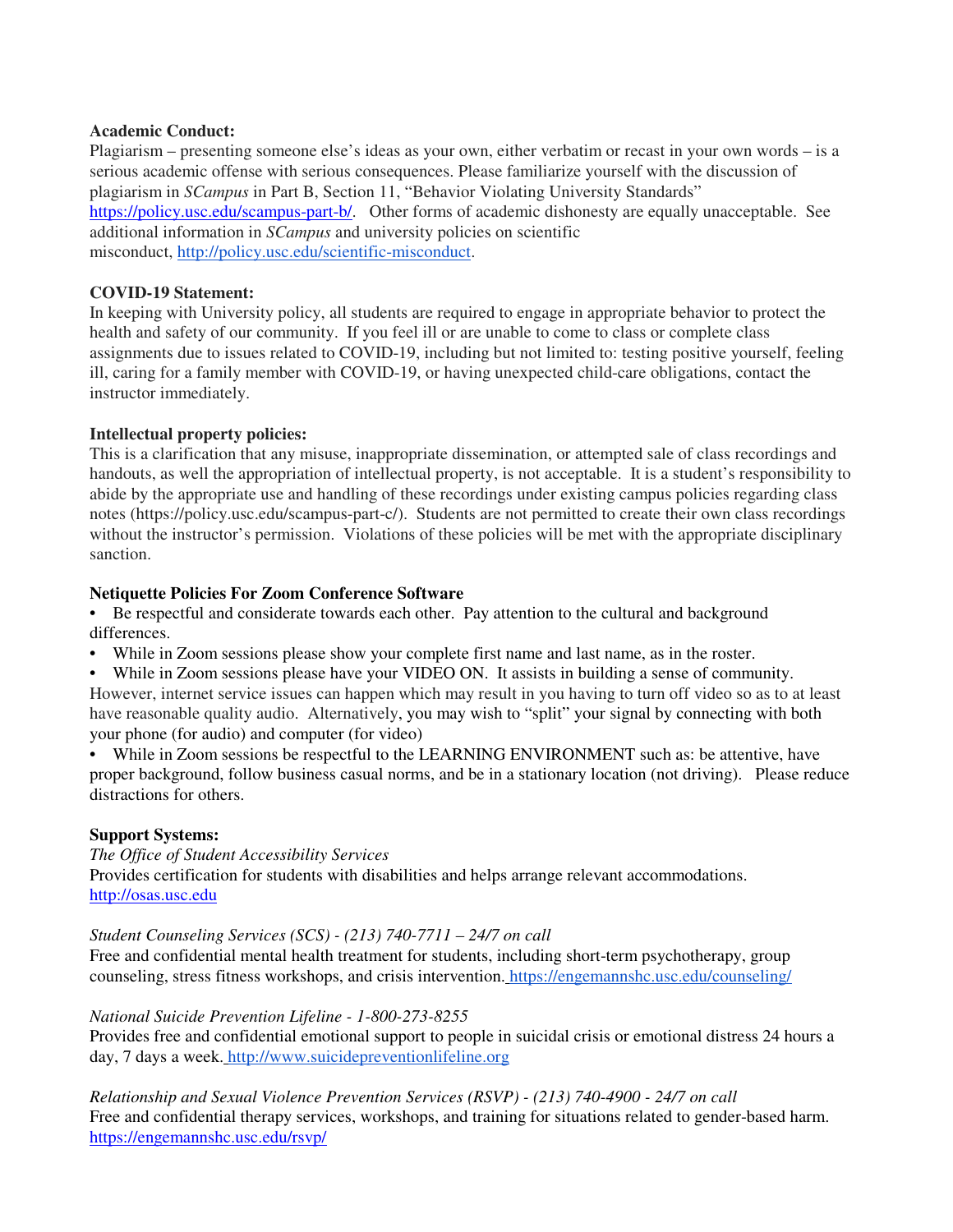**Academic Conduct:**
Plagiarism – presenting someone else's ideas as your own, either verbatim or recast in your own words – is a serious academic offense with serious consequences. Please familiarize yourself with the discussion of plagiarism in *SCampus* in Part B, Section 11, "Behavior Violating University Standards" https://policy.usc.edu/scampus-part-b/. Other forms of academic dishonesty are equally unacceptable. See additional information in *SCampus* and university policies on scientific misconduct, http://policy.usc.edu/scientific-misconduct.

**COVID-19 Statement:**
In keeping with University policy, all students are required to engage in appropriate behavior to protect the health and safety of our community. If you feel ill or are unable to come to class or complete class assignments due to issues related to COVID-19, including but not limited to: testing positive yourself, feeling ill, caring for a family member with COVID-19, or having unexpected child-care obligations, contact the instructor immediately.

**Intellectual property policies:**
This is a clarification that any misuse, inappropriate dissemination, or attempted sale of class recordings and handouts, as well the appropriation of intellectual property, is not acceptable. It is a student's responsibility to abide by the appropriate use and handling of these recordings under existing campus policies regarding class notes (https://policy.usc.edu/scampus-part-c/). Students are not permitted to create their own class recordings without the instructor's permission. Violations of these policies will be met with the appropriate disciplinary sanction.

**Netiquette Policies For Zoom Conference Software**

- Be respectful and considerate towards each other. Pay attention to the cultural and background differences.
- While in Zoom sessions please show your complete first name and last name, as in the roster.
- While in Zoom sessions please have your VIDEO ON. It assists in building a sense of community. However, internet service issues can happen which may result in you having to turn off video so as to at least have reasonable quality audio. Alternatively, you may wish to "split" your signal by connecting with both your phone (for audio) and computer (for video)
- While in Zoom sessions be respectful to the LEARNING ENVIRONMENT such as: be attentive, have proper background, follow business casual norms, and be in a stationary location (not driving). Please reduce distractions for others.

**Support Systems:**

*The Office of Student Accessibility Services*
Provides certification for students with disabilities and helps arrange relevant accommodations. http://osas.usc.edu

*Student Counseling Services (SCS) - (213) 740-7711 – 24/7 on call*
Free and confidential mental health treatment for students, including short-term psychotherapy, group counseling, stress fitness workshops, and crisis intervention. https://engemannshc.usc.edu/counseling/

*National Suicide Prevention Lifeline - 1-800-273-8255*
Provides free and confidential emotional support to people in suicidal crisis or emotional distress 24 hours a day, 7 days a week. http://www.suicidepreventionlifeline.org

*Relationship and Sexual Violence Prevention Services (RSVP) - (213) 740-4900 - 24/7 on call*
Free and confidential therapy services, workshops, and training for situations related to gender-based harm. https://engemannshc.usc.edu/rsvp/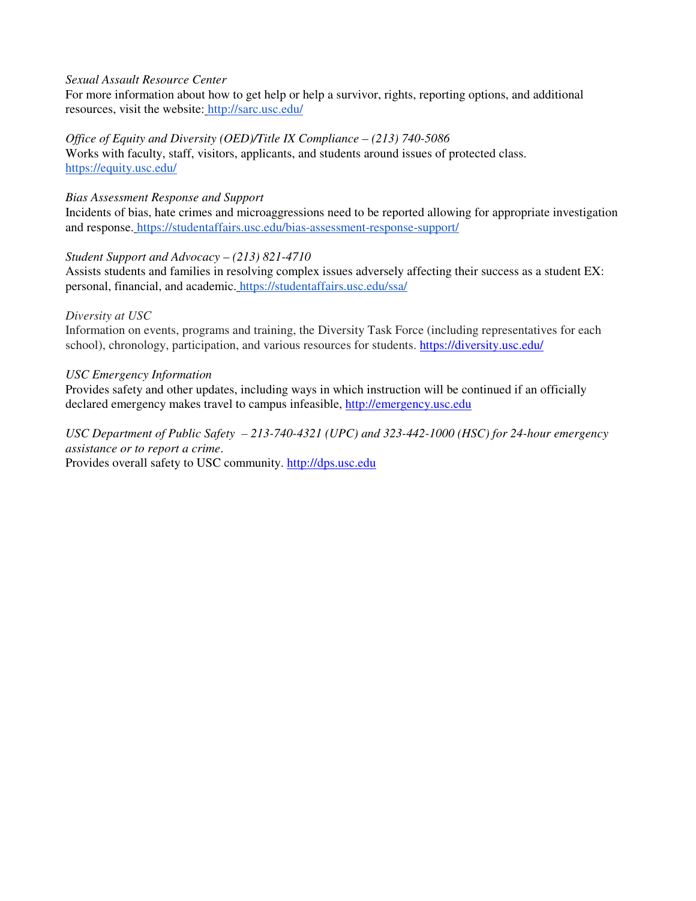*Sexual Assault Resource Center*
For more information about how to get help or help a survivor, rights, reporting options, and additional resources, visit the website: http://sarc.usc.edu/

*Office of Equity and Diversity (OED)/Title IX Compliance – (213) 740-5086*
Works with faculty, staff, visitors, applicants, and students around issues of protected class. https://equity.usc.edu/

*Bias Assessment Response and Support*
Incidents of bias, hate crimes and microaggressions need to be reported allowing for appropriate investigation and response. https://studentaffairs.usc.edu/bias-assessment-response-support/

*Student Support and Advocacy – (213) 821-4710*
Assists students and families in resolving complex issues adversely affecting their success as a student EX: personal, financial, and academic. https://studentaffairs.usc.edu/ssa/

*Diversity at USC*
Information on events, programs and training, the Diversity Task Force (including representatives for each school), chronology, participation, and various resources for students. https://diversity.usc.edu/

*USC Emergency Information*
Provides safety and other updates, including ways in which instruction will be continued if an officially declared emergency makes travel to campus infeasible, http://emergency.usc.edu

*USC Department of Public Safety – 213-740-4321 (UPC) and 323-442-1000 (HSC) for 24-hour emergency assistance or to report a crime*.
Provides overall safety to USC community. http://dps.usc.edu